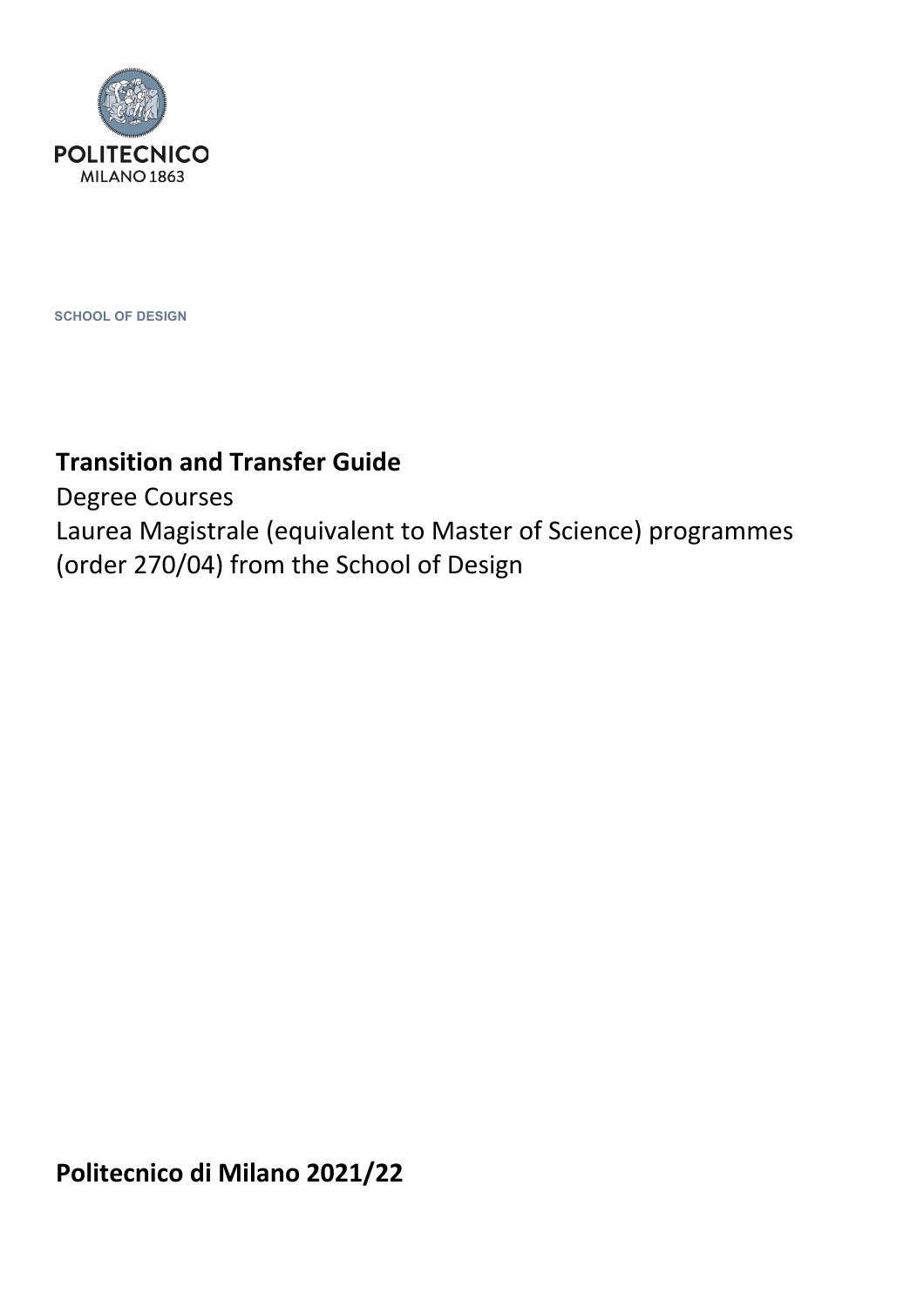POLITECNICO
MILANO 1863

SCHOOL OF DESIGN

# Transition and Transfer Guide

Degree Courses
Laurea Magistrale (equivalent to Master of Science) programmes
(order 270/04) from the School of Design

**Politecnico di Milano 2021/22**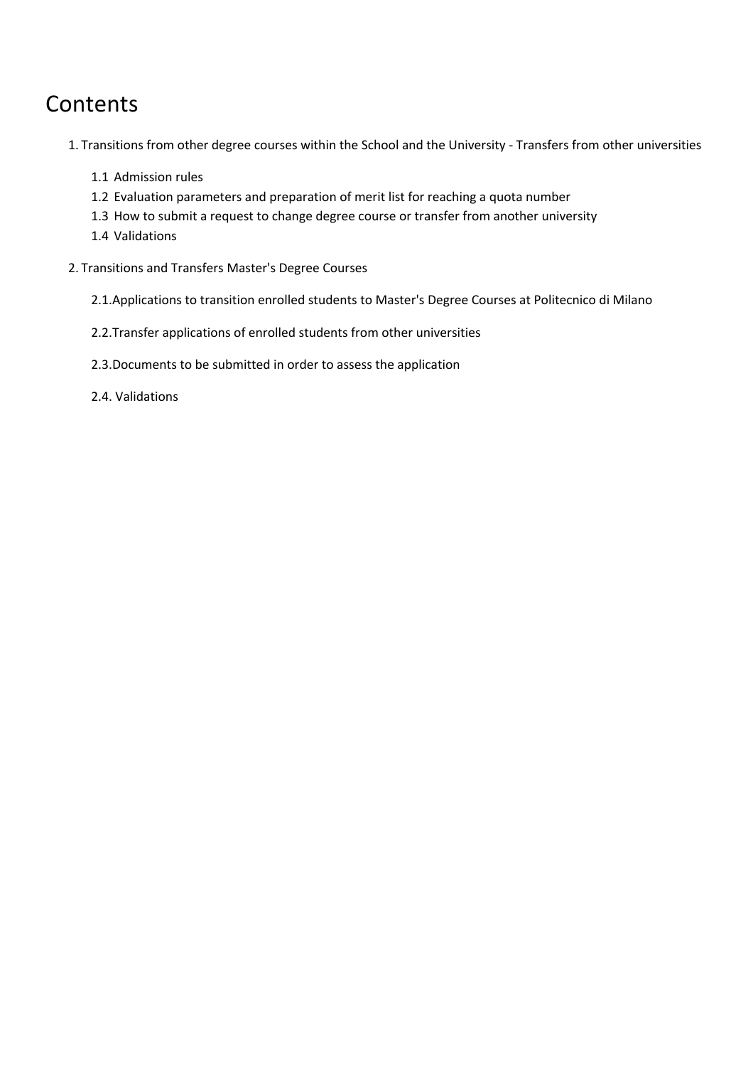# Contents

1. Transitions from other degree courses within the School and the University - Transfers from other universities

    1.1 Admission rules

    1.2 Evaluation parameters and preparation of merit list for reaching a quota number

    1.3 How to submit a request to change degree course or transfer from another university

    1.4 Validations

2. Transitions and Transfers Master's Degree Courses

    2.1.Applications to transition enrolled students to Master's Degree Courses at Politecnico di Milano

    2.2.Transfer applications of enrolled students from other universities

    2.3.Documents to be submitted in order to assess the application

    2.4. Validations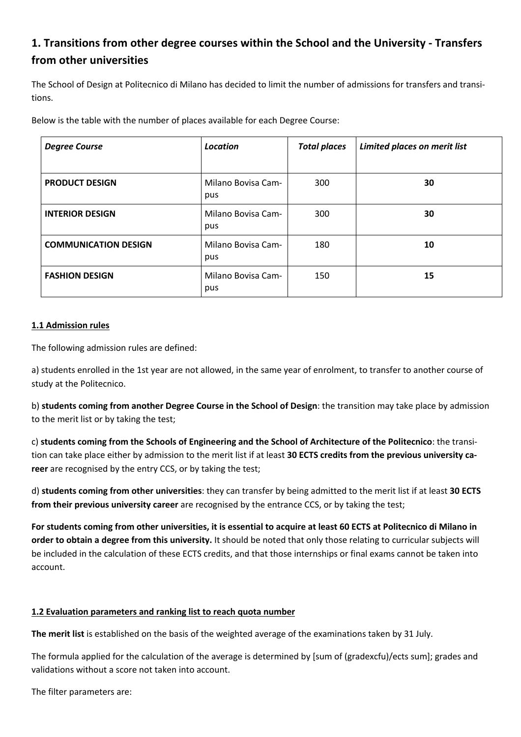## 1. Transitions from other degree courses within the School and the University - Transfers from other universities

The School of Design at Politecnico di Milano has decided to limit the number of admissions for transfers and transitions.

Below is the table with the number of places available for each Degree Course:

| *Degree Course* | *Location* | *Total places* | *Limited places on merit list* |
|---|---|---|---|
| **PRODUCT DESIGN** | Milano Bovisa Campus | 300 | **30** |
| **INTERIOR DESIGN** | Milano Bovisa Campus | 300 | **30** |
| **COMMUNICATION DESIGN** | Milano Bovisa Campus | 180 | **10** |
| **FASHION DESIGN** | Milano Bovisa Campus | 150 | **15** |

### 1.1 Admission rules

The following admission rules are defined:

a) students enrolled in the 1st year are not allowed, in the same year of enrolment, to transfer to another course of study at the Politecnico.

b) **students coming from another Degree Course in the School of Design**: the transition may take place by admission to the merit list or by taking the test;

c) **students coming from the Schools of Engineering and the School of Architecture of the Politecnico**: the transition can take place either by admission to the merit list if at least **30 ECTS credits from the previous university career** are recognised by the entry CCS, or by taking the test;

d) **students coming from other universities**: they can transfer by being admitted to the merit list if at least **30 ECTS from their previous university career** are recognised by the entrance CCS, or by taking the test;

**For students coming from other universities, it is essential to acquire at least 60 ECTS at Politecnico di Milano in order to obtain a degree from this university.** It should be noted that only those relating to curricular subjects will be included in the calculation of these ECTS credits, and that those internships or final exams cannot be taken into account.

### 1.2 Evaluation parameters and ranking list to reach quota number

**The merit list** is established on the basis of the weighted average of the examinations taken by 31 July.

The formula applied for the calculation of the average is determined by [sum of (gradexcfu)/ects sum]; grades and validations without a score not taken into account.

The filter parameters are: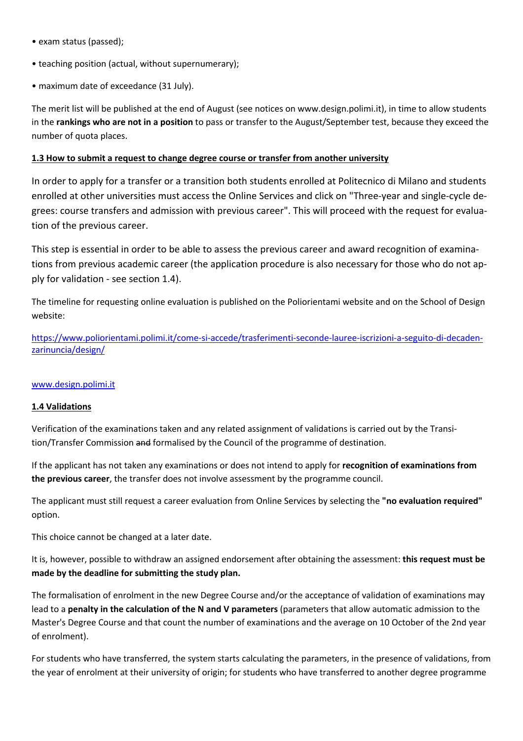- exam status (passed);
- teaching position (actual, without supernumerary);
- maximum date of exceedance (31 July).

The merit list will be published at the end of August (see notices on www.design.polimi.it), in time to allow students in the **rankings who are not in a position** to pass or transfer to the August/September test, because they exceed the number of quota places.

### 1.3 How to submit a request to change degree course or transfer from another university

In order to apply for a transfer or a transition both students enrolled at Politecnico di Milano and students enrolled at other universities must access the Online Services and click on "Three-year and single-cycle degrees: course transfers and admission with previous career". This will proceed with the request for evaluation of the previous career.

This step is essential in order to be able to assess the previous career and award recognition of examinations from previous academic career (the application procedure is also necessary for those who do not apply for validation - see section 1.4).

The timeline for requesting online evaluation is published on the Poliorientami website and on the School of Design website:

https://www.poliorientami.polimi.it/come-si-accede/trasferimenti-seconde-lauree-iscrizioni-a-seguito-di-decadenzarinuncia/design/

www.design.polimi.it

### 1.4 Validations

Verification of the examinations taken and any related assignment of validations is carried out by the Transition/Transfer Commission ~~and~~ formalised by the Council of the programme of destination.

If the applicant has not taken any examinations or does not intend to apply for **recognition of examinations from the previous career**, the transfer does not involve assessment by the programme council.

The applicant must still request a career evaluation from Online Services by selecting the **"no evaluation required"** option.

This choice cannot be changed at a later date.

It is, however, possible to withdraw an assigned endorsement after obtaining the assessment: **this request must be made by the deadline for submitting the study plan.**

The formalisation of enrolment in the new Degree Course and/or the acceptance of validation of examinations may lead to a **penalty in the calculation of the N and V parameters** (parameters that allow automatic admission to the Master's Degree Course and that count the number of examinations and the average on 10 October of the 2nd year of enrolment).

For students who have transferred, the system starts calculating the parameters, in the presence of validations, from the year of enrolment at their university of origin; for students who have transferred to another degree programme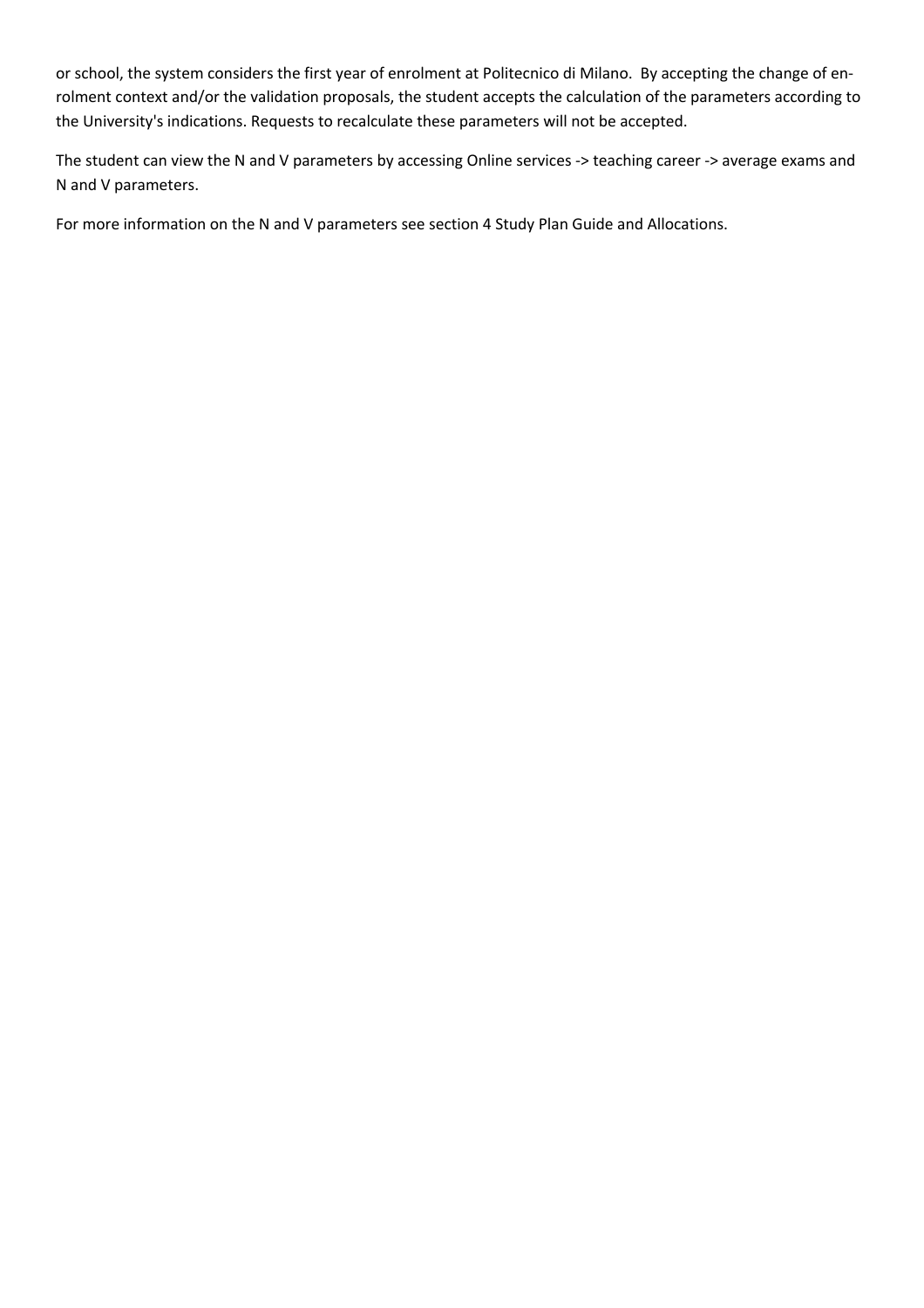or school, the system considers the first year of enrolment at Politecnico di Milano. By accepting the change of enrolment context and/or the validation proposals, the student accepts the calculation of the parameters according to the University's indications. Requests to recalculate these parameters will not be accepted.

The student can view the N and V parameters by accessing Online services -> teaching career -> average exams and N and V parameters.

For more information on the N and V parameters see section 4 Study Plan Guide and Allocations.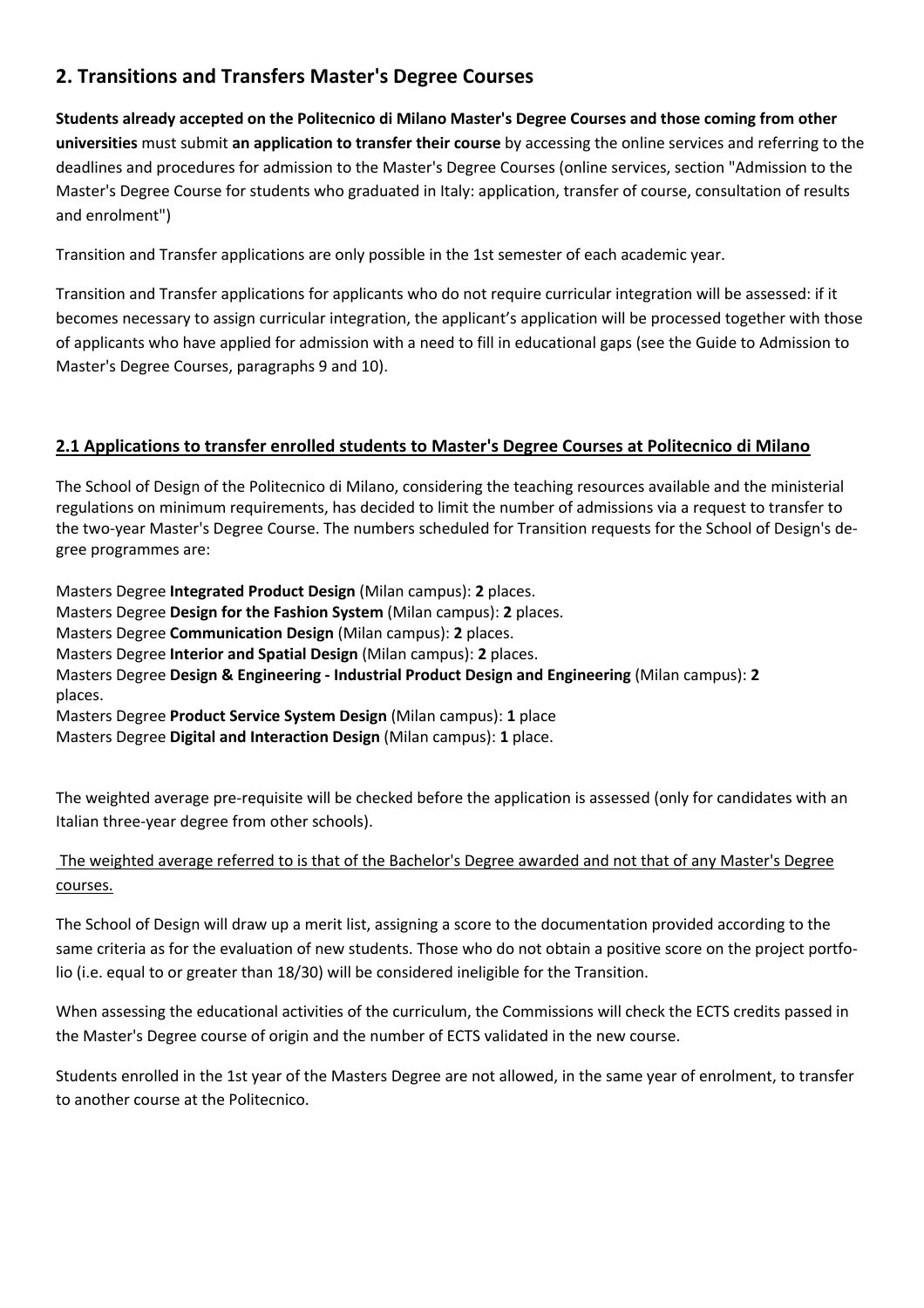## 2. Transitions and Transfers Master's Degree Courses

**Students already accepted on the Politecnico di Milano Master's Degree Courses and those coming from other universities** must submit **an application to transfer their course** by accessing the online services and referring to the deadlines and procedures for admission to the Master's Degree Courses (online services, section "Admission to the Master's Degree Course for students who graduated in Italy: application, transfer of course, consultation of results and enrolment")

Transition and Transfer applications are only possible in the 1st semester of each academic year.

Transition and Transfer applications for applicants who do not require curricular integration will be assessed: if it becomes necessary to assign curricular integration, the applicant's application will be processed together with those of applicants who have applied for admission with a need to fill in educational gaps (see the Guide to Admission to Master's Degree Courses, paragraphs 9 and 10).

### 2.1 Applications to transfer enrolled students to Master's Degree Courses at Politecnico di Milano

The School of Design of the Politecnico di Milano, considering the teaching resources available and the ministerial regulations on minimum requirements, has decided to limit the number of admissions via a request to transfer to the two-year Master's Degree Course. The numbers scheduled for Transition requests for the School of Design's degree programmes are:

Masters Degree **Integrated Product Design** (Milan campus): **2** places.
Masters Degree **Design for the Fashion System** (Milan campus): **2** places.
Masters Degree **Communication Design** (Milan campus): **2** places.
Masters Degree **Interior and Spatial Design** (Milan campus): **2** places.
Masters Degree **Design & Engineering - Industrial Product Design and Engineering** (Milan campus): **2** places.
Masters Degree **Product Service System Design** (Milan campus): **1** place
Masters Degree **Digital and Interaction Design** (Milan campus): **1** place.

The weighted average pre-requisite will be checked before the application is assessed (only for candidates with an Italian three-year degree from other schools).

The weighted average referred to is that of the Bachelor's Degree awarded and not that of any Master's Degree courses.

The School of Design will draw up a merit list, assigning a score to the documentation provided according to the same criteria as for the evaluation of new students. Those who do not obtain a positive score on the project portfolio (i.e. equal to or greater than 18/30) will be considered ineligible for the Transition.

When assessing the educational activities of the curriculum, the Commissions will check the ECTS credits passed in the Master's Degree course of origin and the number of ECTS validated in the new course.

Students enrolled in the 1st year of the Masters Degree are not allowed, in the same year of enrolment, to transfer to another course at the Politecnico.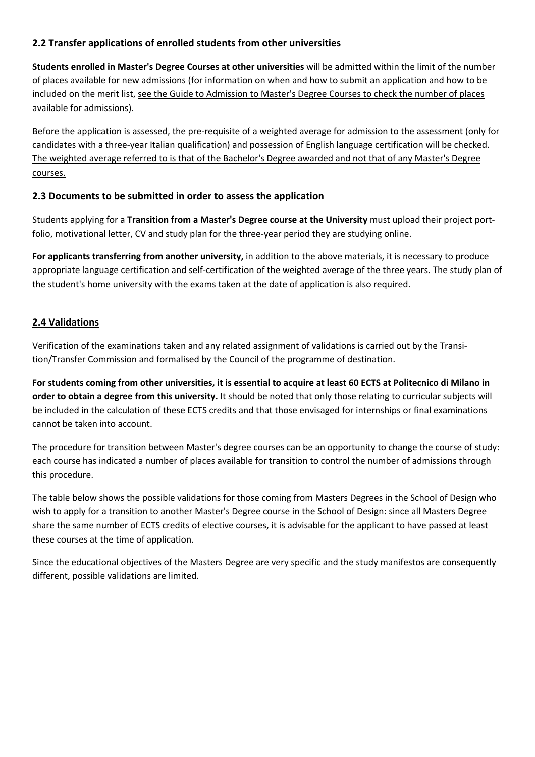### 2.2 Transfer applications of enrolled students from other universities

**Students enrolled in Master's Degree Courses at other universities** will be admitted within the limit of the number of places available for new admissions (for information on when and how to submit an application and how to be included on the merit list, see the Guide to Admission to Master's Degree Courses to check the number of places available for admissions).

Before the application is assessed, the pre-requisite of a weighted average for admission to the assessment (only for candidates with a three-year Italian qualification) and possession of English language certification will be checked. The weighted average referred to is that of the Bachelor's Degree awarded and not that of any Master's Degree courses.

### 2.3 Documents to be submitted in order to assess the application

Students applying for a **Transition from a Master's Degree course at the University** must upload their project portfolio, motivational letter, CV and study plan for the three-year period they are studying online.

**For applicants transferring from another university,** in addition to the above materials, it is necessary to produce appropriate language certification and self-certification of the weighted average of the three years. The study plan of the student's home university with the exams taken at the date of application is also required.

### 2.4 Validations

Verification of the examinations taken and any related assignment of validations is carried out by the Transition/Transfer Commission and formalised by the Council of the programme of destination.

**For students coming from other universities, it is essential to acquire at least 60 ECTS at Politecnico di Milano in order to obtain a degree from this university.** It should be noted that only those relating to curricular subjects will be included in the calculation of these ECTS credits and that those envisaged for internships or final examinations cannot be taken into account.

The procedure for transition between Master's degree courses can be an opportunity to change the course of study: each course has indicated a number of places available for transition to control the number of admissions through this procedure.

The table below shows the possible validations for those coming from Masters Degrees in the School of Design who wish to apply for a transition to another Master's Degree course in the School of Design: since all Masters Degree share the same number of ECTS credits of elective courses, it is advisable for the applicant to have passed at least these courses at the time of application.

Since the educational objectives of the Masters Degree are very specific and the study manifestos are consequently different, possible validations are limited.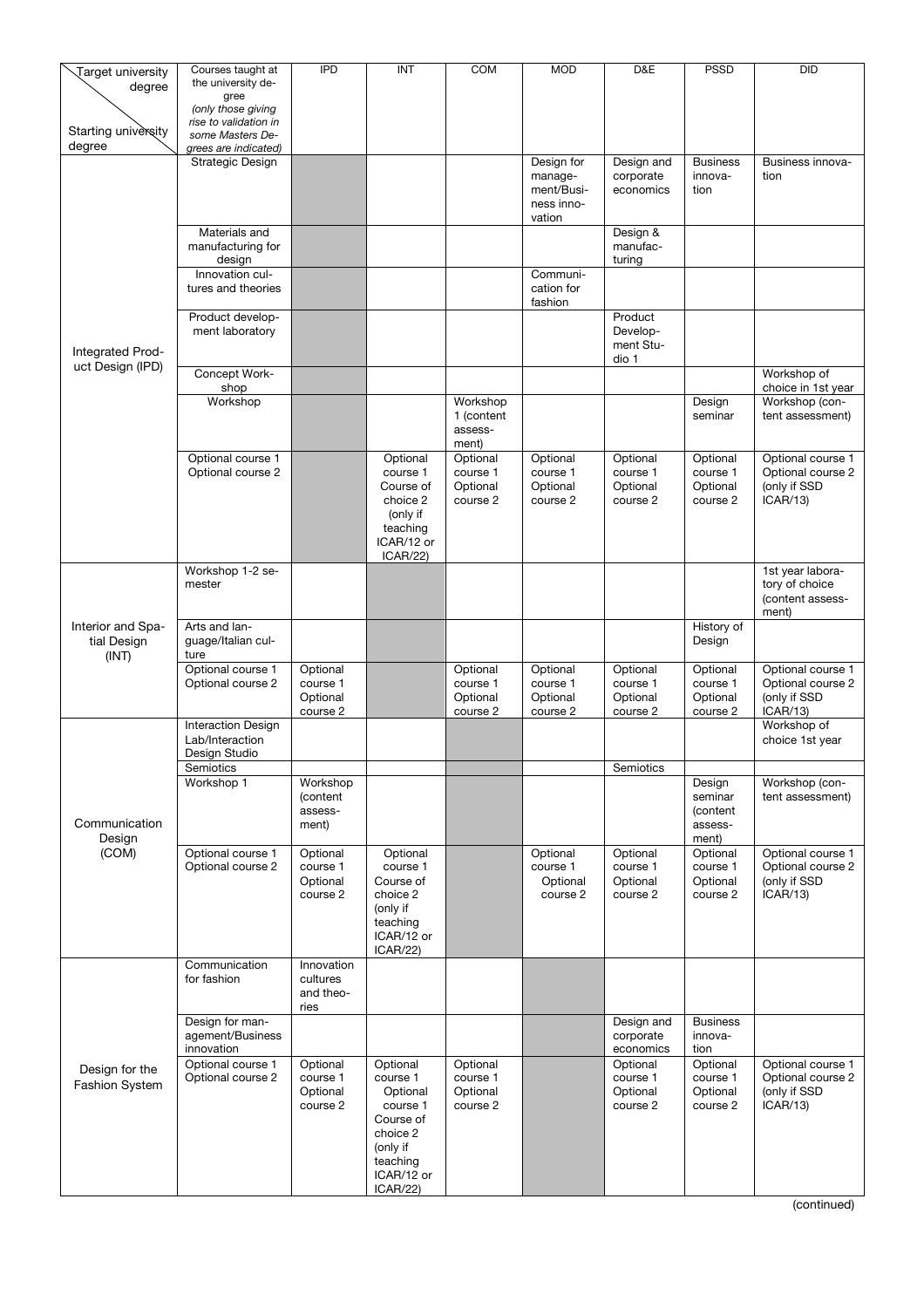| Target university degree / Starting university degree | Courses taught at the university degree (only those giving rise to validation in some Masters Degrees are indicated) | IPD | INT | COM | MOD | D&E | PSSD | DID |
|---|---|---|---|---|---|---|---|---|
| Integrated Product Design (IPD) | Strategic Design | | | | Design for management/Business innovation | Design and corporate economics | Business innovation | Business innovation |
| | Materials and manufacturing for design | | | | | Design & manufacturing | | |
| | Innovation cultures and theories | | | | Communication for fashion | | | |
| | Product development laboratory | | | | | Product Development Studio 1 | | |
| | Concept Workshop | | | | | | | Workshop of choice in 1st year |
| | Workshop | | | Workshop 1 (content assessment) | | | Design seminar | Workshop (content assessment) |
| | Optional course 1 Optional course 2 | | Optional course 1 Course of choice 2 (only if teaching ICAR/12 or ICAR/22) | Optional course 1 Optional course 2 | Optional course 1 Optional course 2 | Optional course 1 Optional course 2 | Optional course 1 Optional course 2 | Optional course 1 Optional course 2 (only if SSD ICAR/13) |
| Interior and Spatial Design (INT) | Workshop 1-2 semester | | | | | | | 1st year laboratory of choice (content assessment) |
| | Arts and language/Italian culture | | | | | | History of Design | |
| | Optional course 1 Optional course 2 | Optional course 1 Optional course 2 | | Optional course 1 Optional course 2 | Optional course 1 Optional course 2 | Optional course 1 Optional course 2 | Optional course 1 Optional course 2 | Optional course 1 Optional course 2 (only if SSD ICAR/13) |
| Communication Design (COM) | Interaction Design Lab/Interaction Design Studio | | | | | | | Workshop of choice 1st year |
| | Semiotics | | | | | Semiotics | | |
| | Workshop 1 | Workshop (content assessment) | | | | | Design seminar (content assessment) | Workshop (content assessment) |
| | Optional course 1 Optional course 2 | Optional course 1 Optional course 2 | Optional course 1 Course of choice 2 (only if teaching ICAR/12 or ICAR/22) | | Optional course 1 Optional course 2 | Optional course 1 Optional course 2 | Optional course 1 Optional course 2 | Optional course 1 Optional course 2 (only if SSD ICAR/13) |
| Design for the Fashion System | Communication for fashion | Innovation cultures and theories | | | | | | |
| | Design for management/Business innovation | | | | | Design and corporate economics | Business innovation | |
| | Optional course 1 Optional course 2 | Optional course 1 Optional course 2 | Optional course 1 Optional course 1 Course of choice 2 (only if teaching ICAR/12 or ICAR/22) | Optional course 1 Optional course 2 | | Optional course 1 Optional course 2 | Optional course 1 Optional course 2 | Optional course 1 Optional course 2 (only if SSD ICAR/13) |

(continued)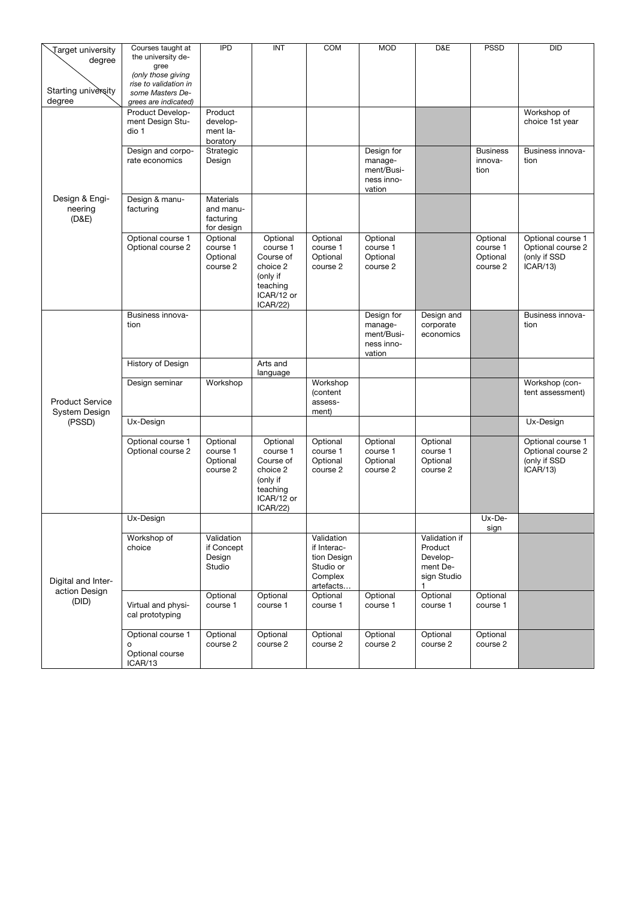| Target university degree / Starting university degree | Courses taught at the university degree *(only those giving rise to validation in some Masters Degrees are indicated)* | IPD | INT | COM | MOD | D&E | PSSD | DID |
|---|---|---|---|---|---|---|---|---|
| Design & Engineering (D&E) | Product Development Design Studio 1 | Product development laboratory | | | | | | Workshop of choice 1st year |
| | Design and corporate economics | Strategic Design | | | Design for management/Business innovation | | Business innovation | Business innovation |
| | Design & manufacturing | Materials and manufacturing for design | | | | | | |
| | Optional course 1 Optional course 2 | Optional course 1 Optional course 2 | Optional course 1 Course of choice 2 (only if teaching ICAR/12 or ICAR/22) | Optional course 1 Optional course 2 | Optional course 1 Optional course 2 | | Optional course 1 Optional course 2 | Optional course 1 Optional course 2 (only if SSD ICAR/13) |
| Product Service System Design (PSSD) | Business innovation | | | | Design for management/Business innovation | Design and corporate economics | | Business innovation |
| | History of Design | | Arts and language | | | | | |
| | Design seminar | Workshop | | Workshop (content assessment) | | | | Workshop (content assessment) |
| | Ux-Design | | | | | | | Ux-Design |
| | Optional course 1 Optional course 2 | Optional course 1 Optional course 2 | Optional course 1 Course of choice 2 (only if teaching ICAR/12 or ICAR/22) | Optional course 1 Optional course 2 | Optional course 1 Optional course 2 | Optional course 1 Optional course 2 | | Optional course 1 Optional course 2 (only if SSD ICAR/13) |
| Digital and Interaction Design (DID) | Ux-Design | | | | | | Ux-Design | |
| | Workshop of choice | Validation if Concept Design Studio | | Validation if Interaction Design Studio or Complex artefacts… | | Validation if Product Development Design Studio 1 | | |
| | Virtual and physical prototyping | Optional course 1 | Optional course 1 | Optional course 1 | Optional course 1 | Optional course 1 | Optional course 1 | |
| | Optional course 1 o Optional course ICAR/13 | Optional course 2 | Optional course 2 | Optional course 2 | Optional course 2 | Optional course 2 | Optional course 2 | |